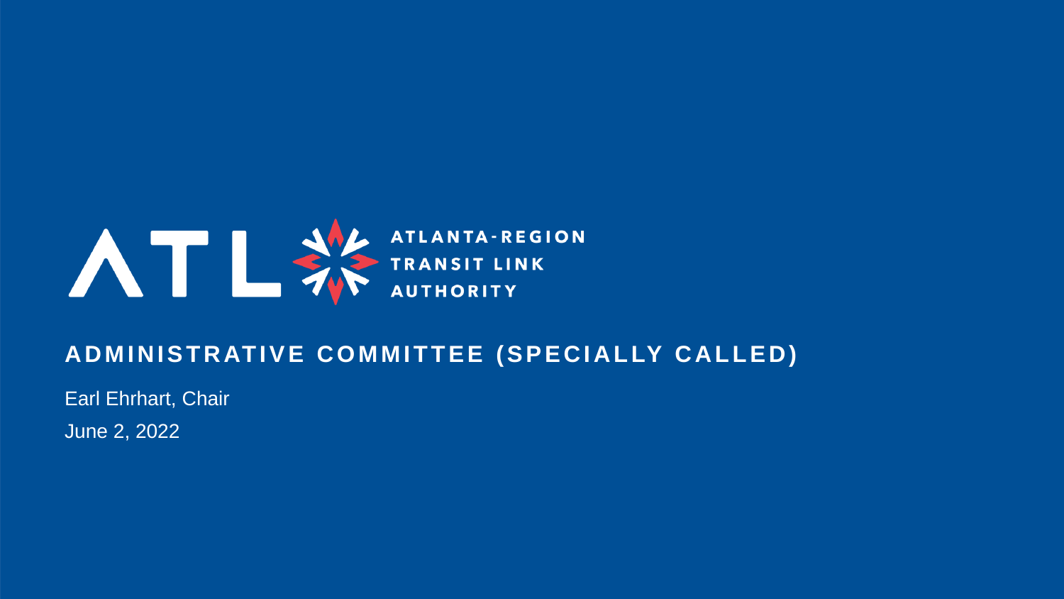ATL ATLANTA-REGION TRANSIT LINK AUTHORITY

# ADMINISTRATIVE COMMITTEE (SPECIALLY CALLED)

Earl Ehrhart, Chair

June 2, 2022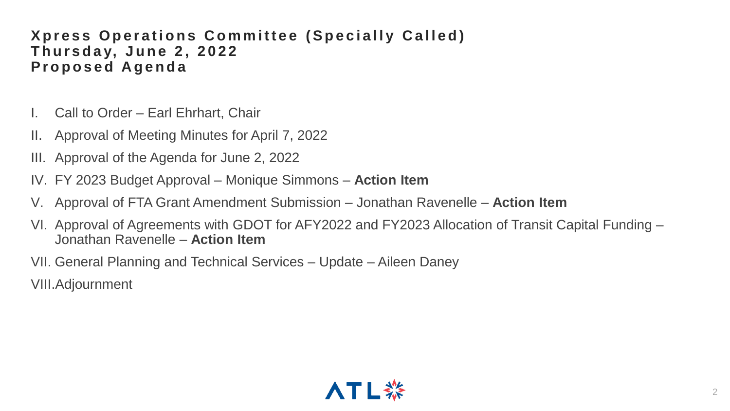**Xpress Operations Committee (Specially Called)**
**Thursday, June 2, 2022**
**Proposed Agenda**

I. Call to Order – Earl Ehrhart, Chair

II. Approval of Meeting Minutes for April 7, 2022

III. Approval of the Agenda for June 2, 2022

IV. FY 2023 Budget Approval – Monique Simmons – **Action Item**

V. Approval of FTA Grant Amendment Submission – Jonathan Ravenelle – **Action Item**

VI. Approval of Agreements with GDOT for AFY2022 and FY2023 Allocation of Transit Capital Funding – Jonathan Ravenelle – **Action Item**

VII. General Planning and Technical Services – Update – Aileen Daney

VIII. Adjournment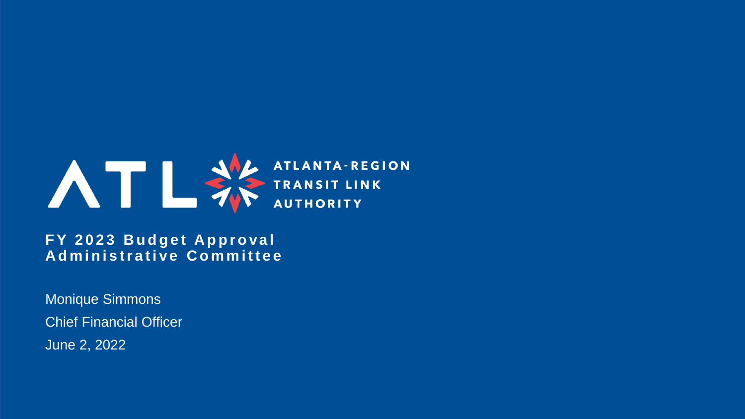ATLANTA-REGION TRANSIT LINK AUTHORITY

# FY 2023 Budget Approval
## Administrative Committee

Monique Simmons

Chief Financial Officer

June 2, 2022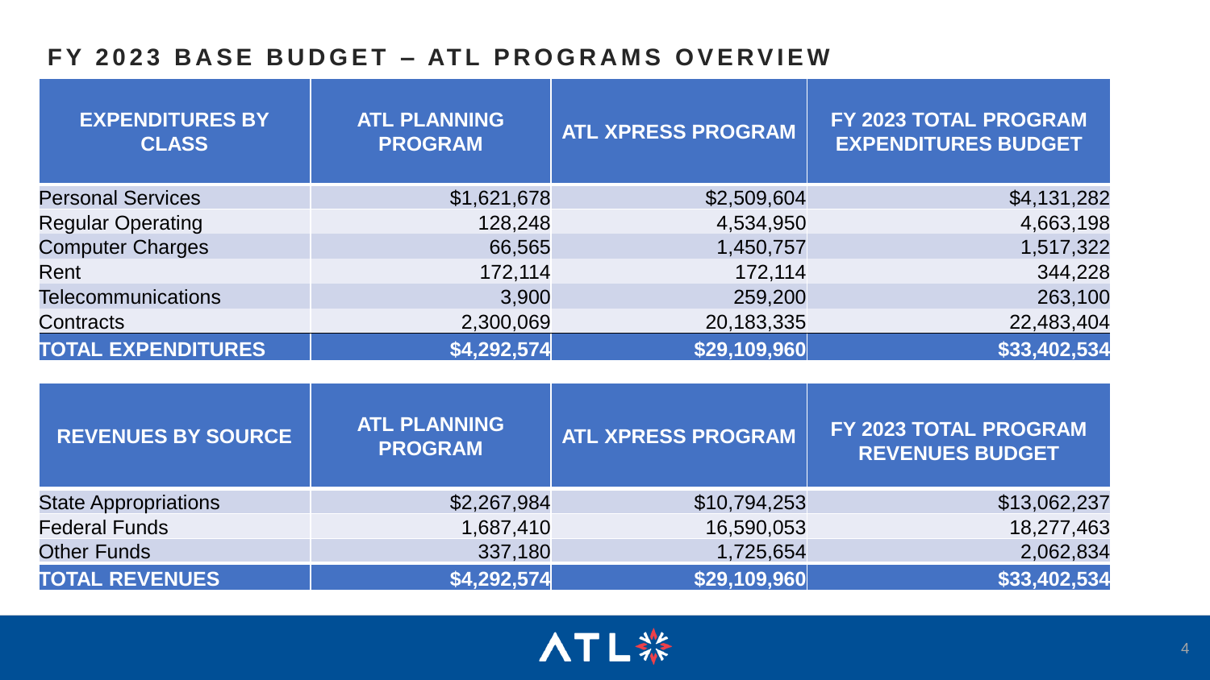## FY 2023 BASE BUDGET – ATL PROGRAMS OVERVIEW

| EXPENDITURES BY CLASS | ATL PLANNING PROGRAM | ATL XPRESS PROGRAM | FY 2023 TOTAL PROGRAM EXPENDITURES BUDGET |
|---|---|---|---|
| Personal Services | $1,621,678 | $2,509,604 | $4,131,282 |
| Regular Operating | 128,248 | 4,534,950 | 4,663,198 |
| Computer Charges | 66,565 | 1,450,757 | 1,517,322 |
| Rent | 172,114 | 172,114 | 344,228 |
| Telecommunications | 3,900 | 259,200 | 263,100 |
| Contracts | 2,300,069 | 20,183,335 | 22,483,404 |
| **TOTAL EXPENDITURES** | **$4,292,574** | **$29,109,960** | **$33,402,534** |

| REVENUES BY SOURCE | ATL PLANNING PROGRAM | ATL XPRESS PROGRAM | FY 2023 TOTAL PROGRAM REVENUES BUDGET |
|---|---|---|---|
| State Appropriations | $2,267,984 | $10,794,253 | $13,062,237 |
| Federal Funds | 1,687,410 | 16,590,053 | 18,277,463 |
| Other Funds | 337,180 | 1,725,654 | 2,062,834 |
| **TOTAL REVENUES** | **$4,292,574** | **$29,109,960** | **$33,402,534** |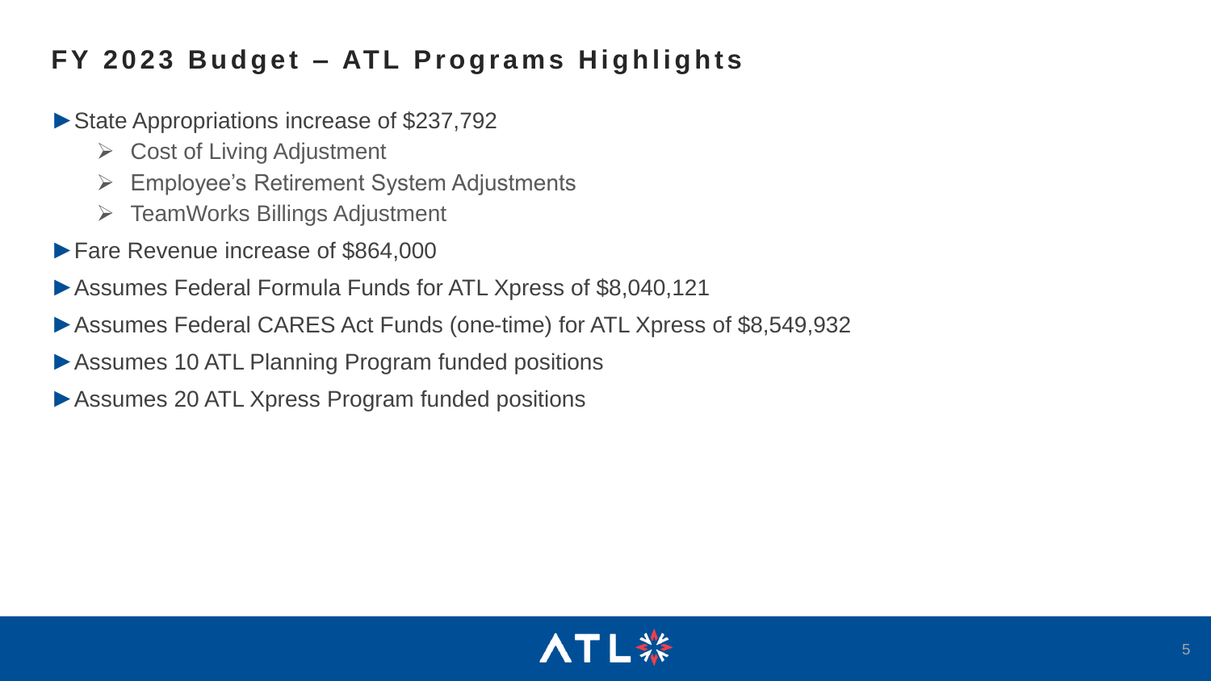## FY 2023 Budget – ATL Programs Highlights

- State Appropriations increase of $237,792
  - Cost of Living Adjustment
  - Employee’s Retirement System Adjustments
  - TeamWorks Billings Adjustment
- Fare Revenue increase of $864,000
- Assumes Federal Formula Funds for ATL Xpress of $8,040,121
- Assumes Federal CARES Act Funds (one-time) for ATL Xpress of $8,549,932
- Assumes 10 ATL Planning Program funded positions
- Assumes 20 ATL Xpress Program funded positions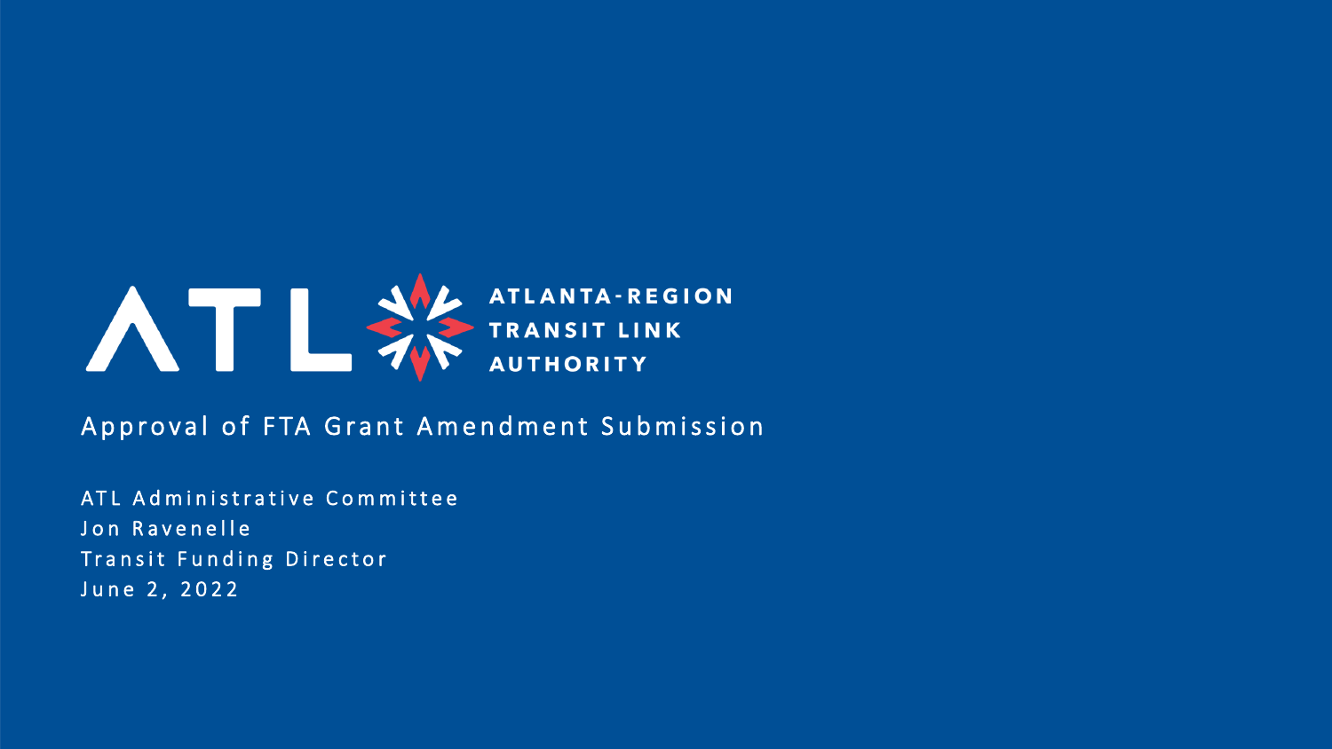ATLANTA-REGION TRANSIT LINK AUTHORITY

# Approval of FTA Grant Amendment Submission

ATL Administrative Committee
Jon Ravenelle
Transit Funding Director
June 2, 2022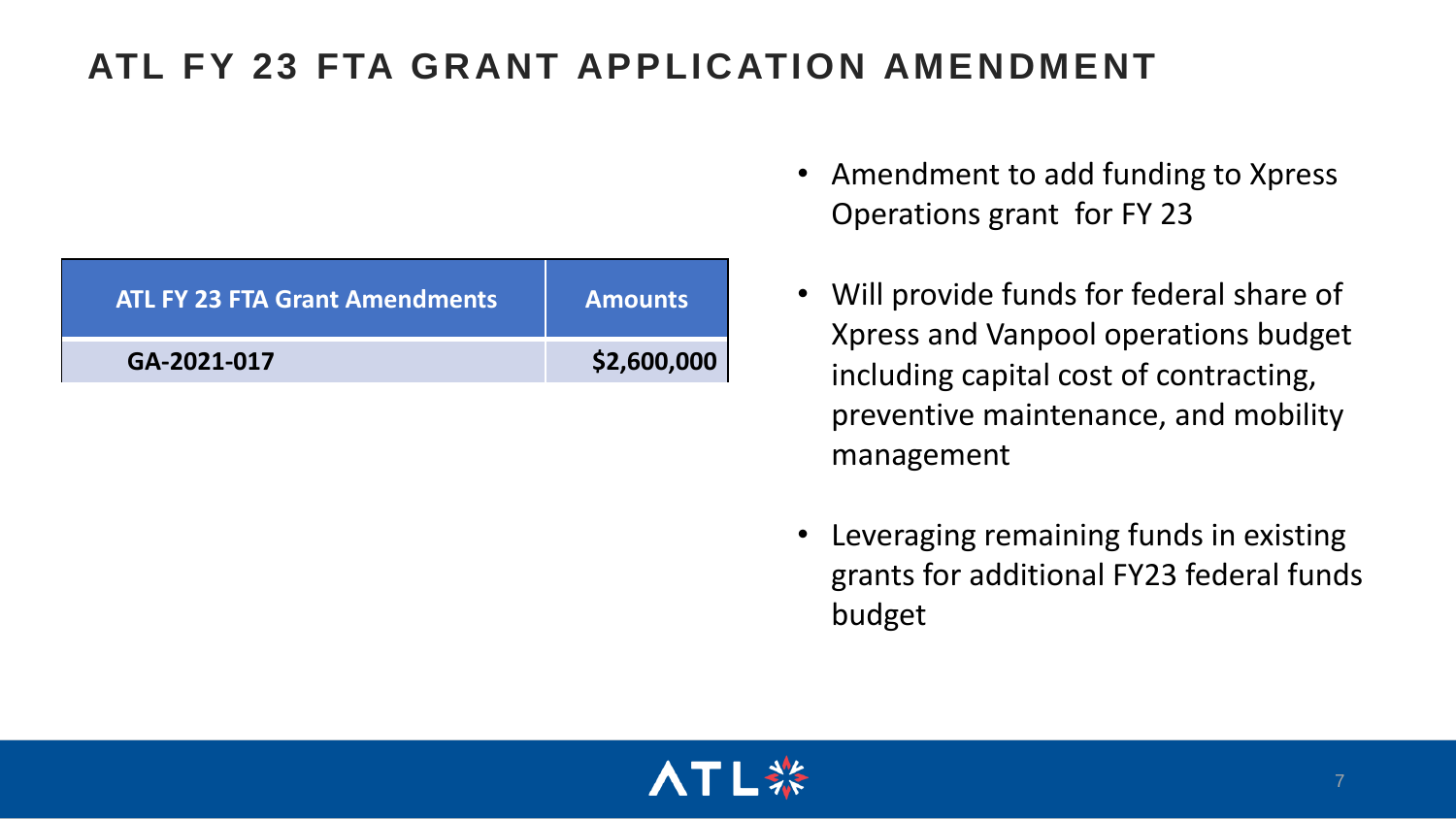# ATL FY 23 FTA GRANT APPLICATION AMENDMENT

| ATL FY 23 FTA Grant Amendments | Amounts |
| --- | --- |
| GA-2021-017 | $2,600,000 |

- Amendment to add funding to Xpress Operations grant for FY 23
- Will provide funds for federal share of Xpress and Vanpool operations budget including capital cost of contracting, preventive maintenance, and mobility management
- Leveraging remaining funds in existing grants for additional FY23 federal funds budget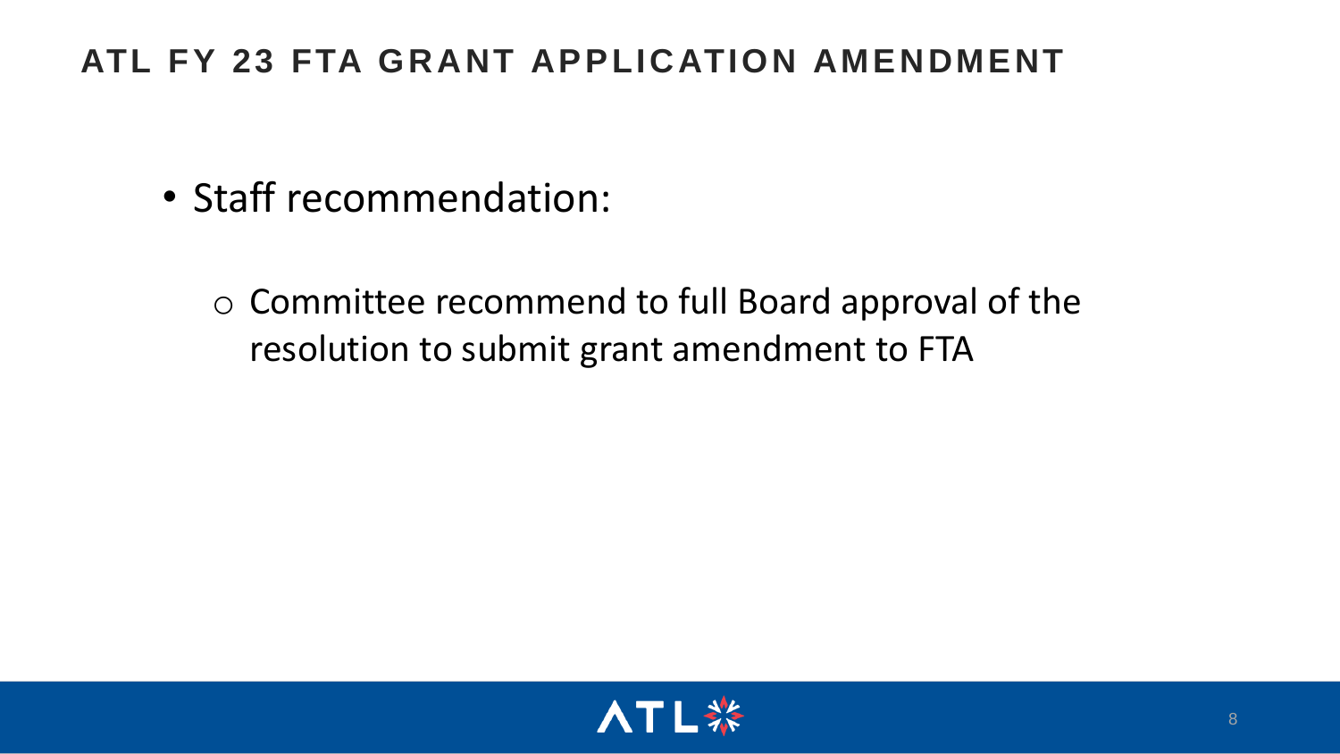# ATL FY 23 FTA GRANT APPLICATION AMENDMENT

- Staff recommendation:
  - Committee recommend to full Board approval of the resolution to submit grant amendment to FTA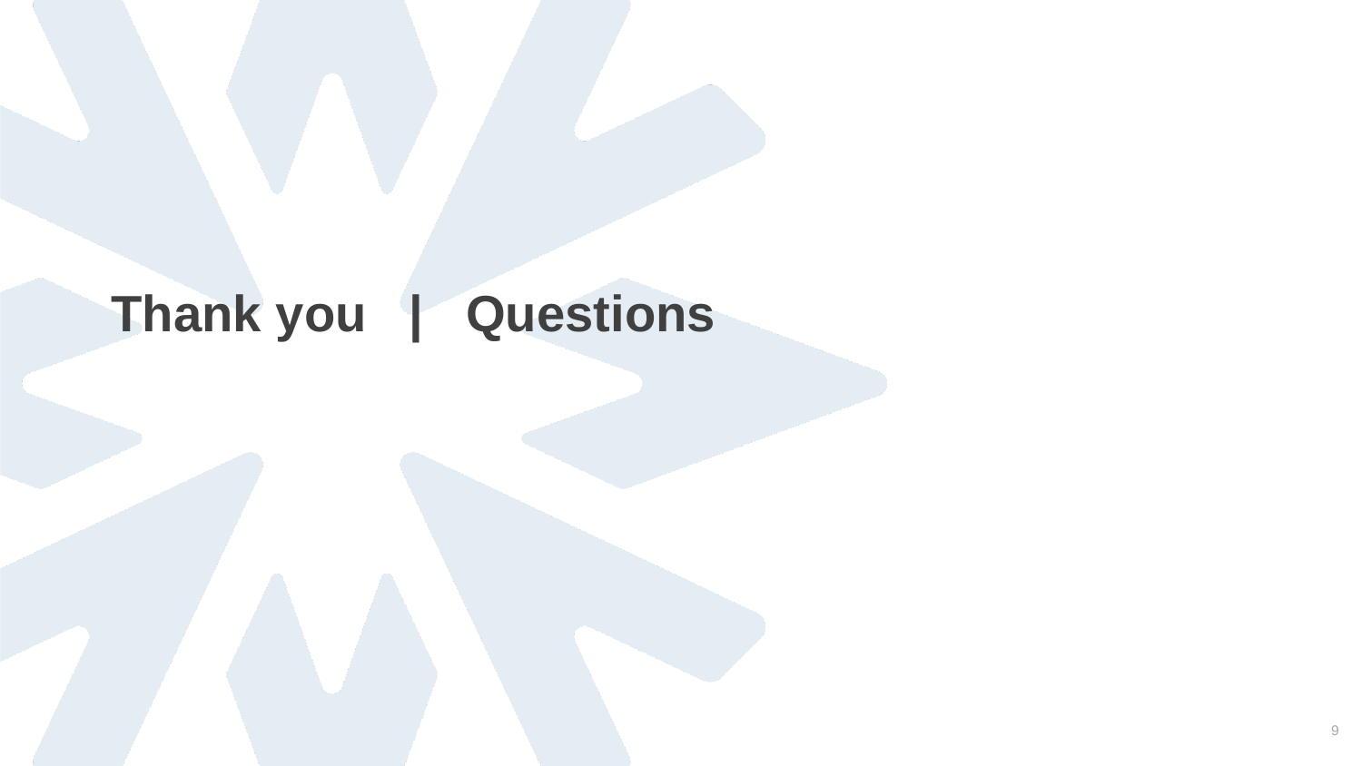# Thank you | Questions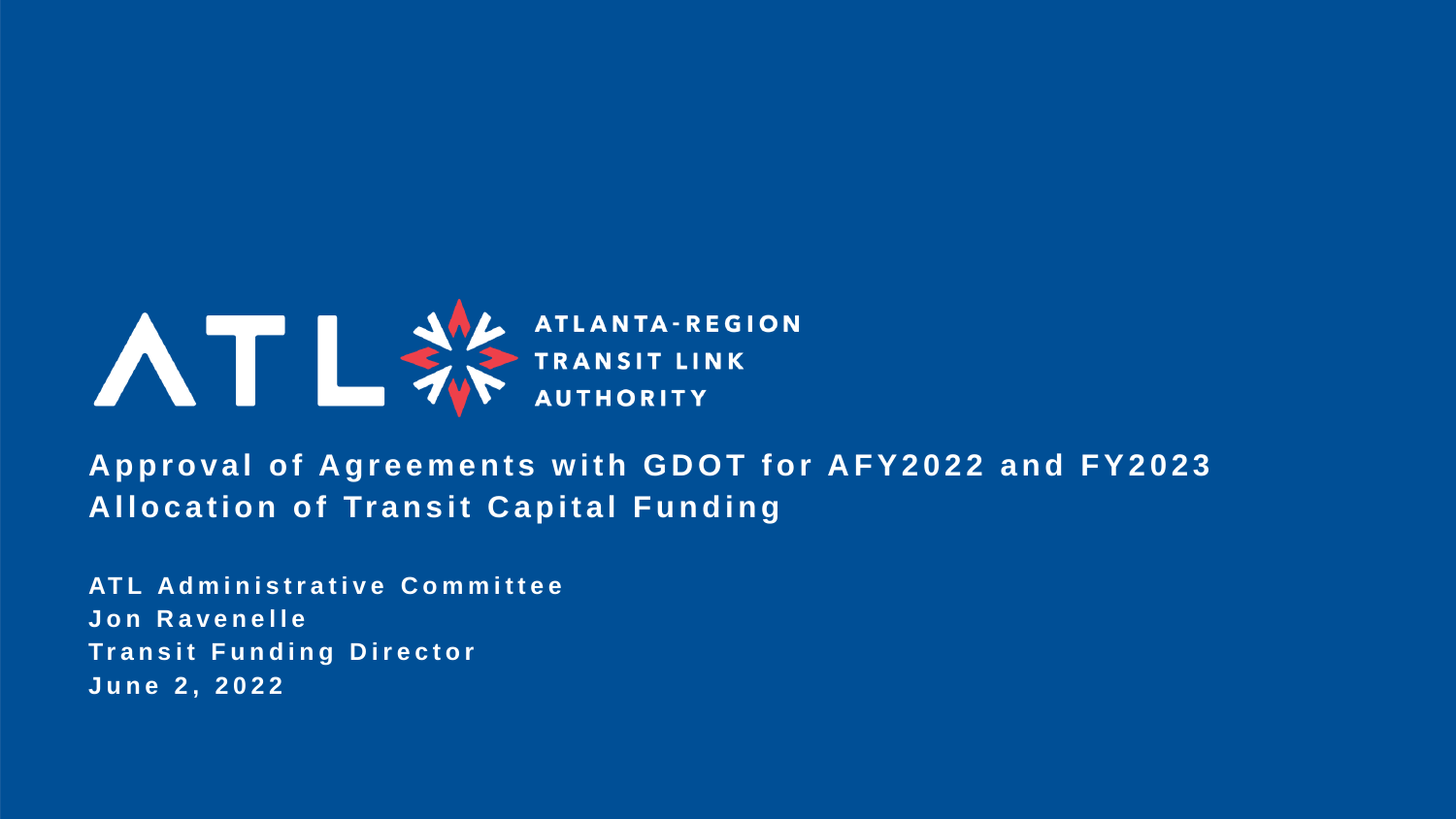ATLANTA-REGION TRANSIT LINK AUTHORITY

# Approval of Agreements with GDOT for AFY2022 and FY2023 Allocation of Transit Capital Funding

**ATL Administrative Committee**
**Jon Ravenelle**
**Transit Funding Director**
**June 2, 2022**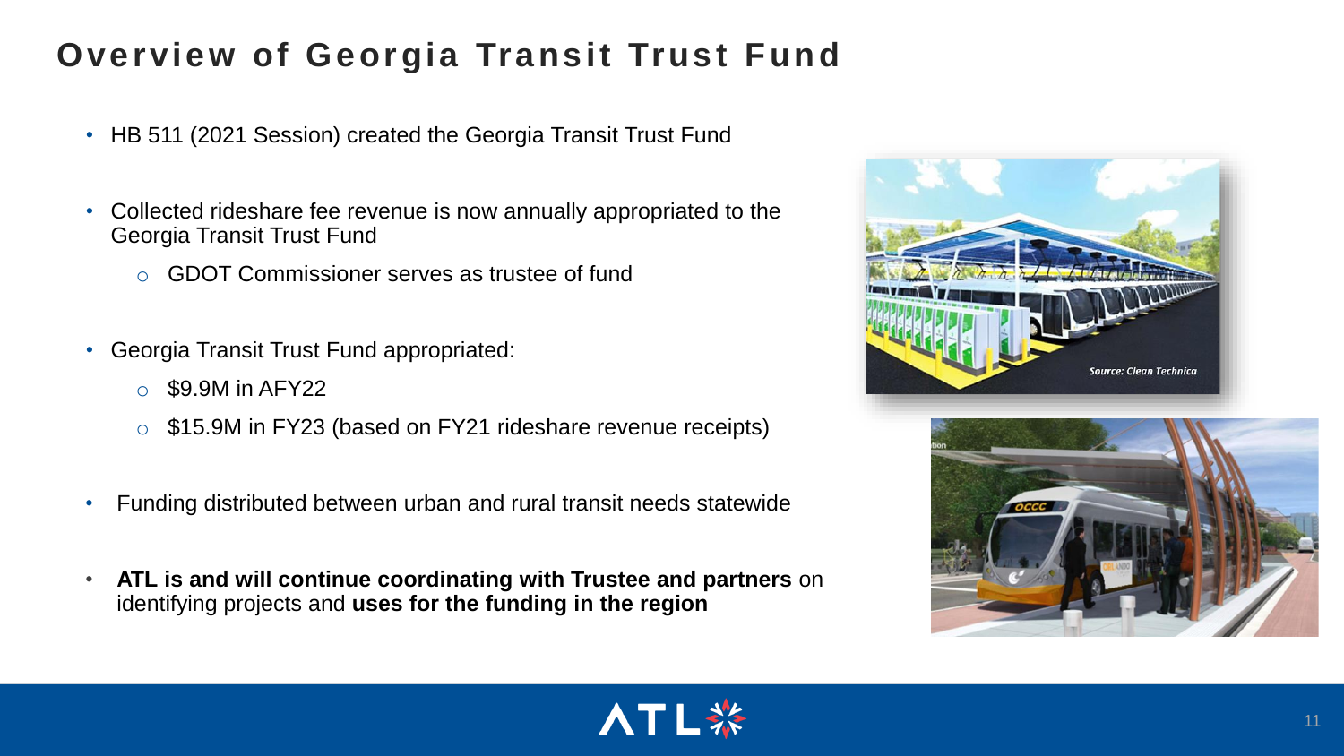# Overview of Georgia Transit Trust Fund

- HB 511 (2021 Session) created the Georgia Transit Trust Fund
- Collected rideshare fee revenue is now annually appropriated to the Georgia Transit Trust Fund
    - GDOT Commissioner serves as trustee of fund
- Georgia Transit Trust Fund appropriated:
    - $9.9M in AFY22
    - $15.9M in FY23 (based on FY21 rideshare revenue receipts)
- Funding distributed between urban and rural transit needs statewide
- **ATL is and will continue coordinating with Trustee and partners** on identifying projects and **uses for the funding in the region**

*Source: Clean Technica*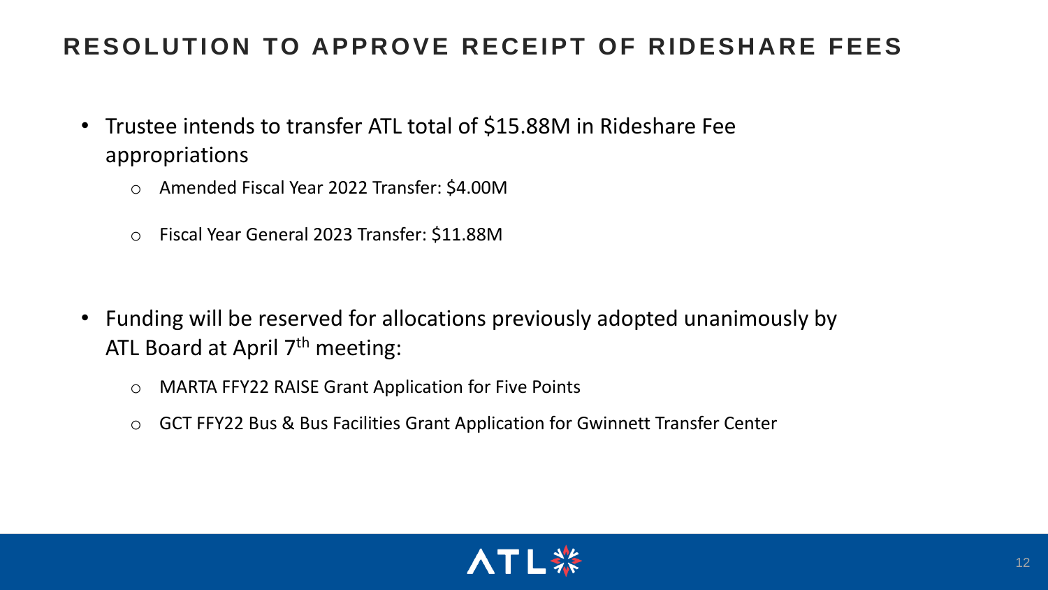# RESOLUTION TO APPROVE RECEIPT OF RIDESHARE FEES

- Trustee intends to transfer ATL total of $15.88M in Rideshare Fee appropriations
  - Amended Fiscal Year 2022 Transfer: $4.00M
  - Fiscal Year General 2023 Transfer: $11.88M

- Funding will be reserved for allocations previously adopted unanimously by ATL Board at April 7th meeting:
  - MARTA FFY22 RAISE Grant Application for Five Points
  - GCT FFY22 Bus & Bus Facilities Grant Application for Gwinnett Transfer Center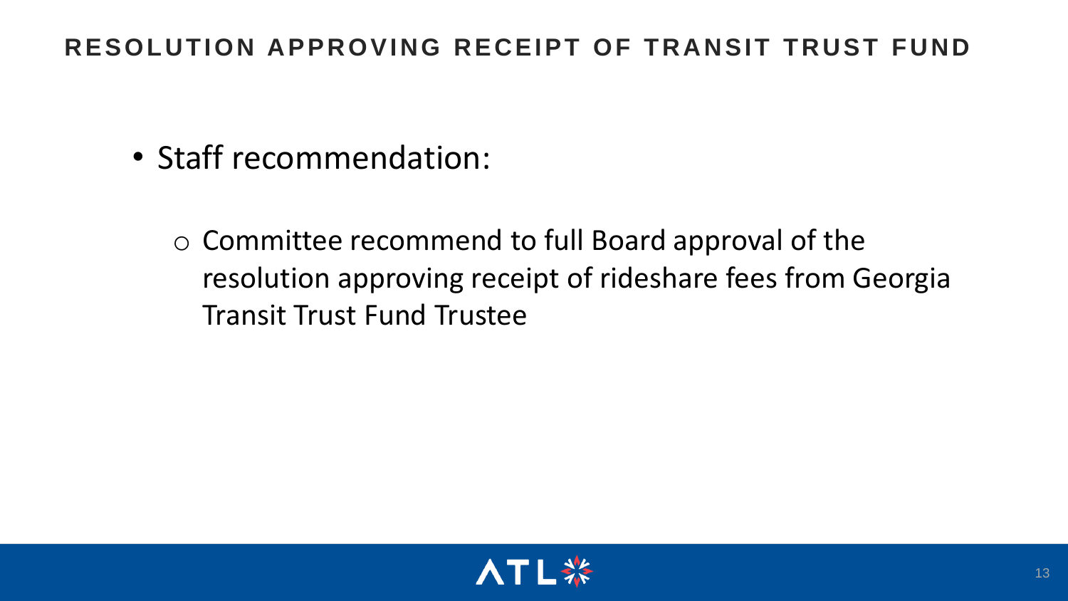## RESOLUTION APPROVING RECEIPT OF TRANSIT TRUST FUND

- Staff recommendation:
  - Committee recommend to full Board approval of the resolution approving receipt of rideshare fees from Georgia Transit Trust Fund Trustee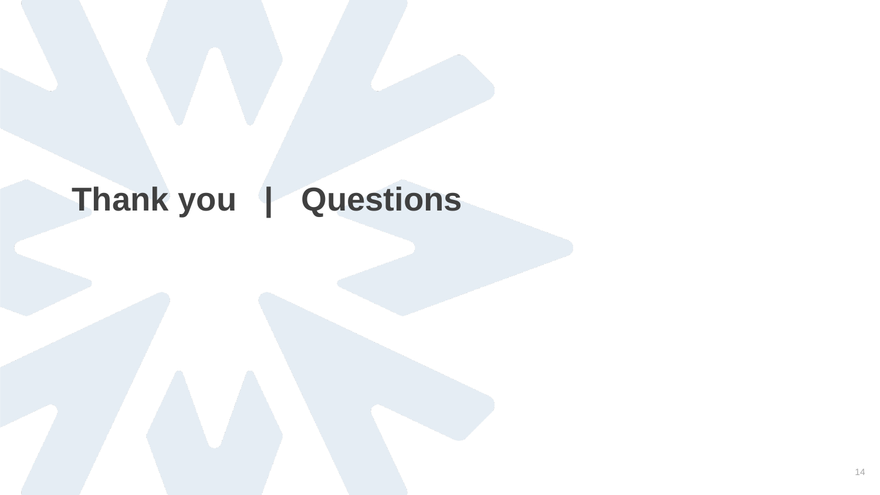# Thank you | Questions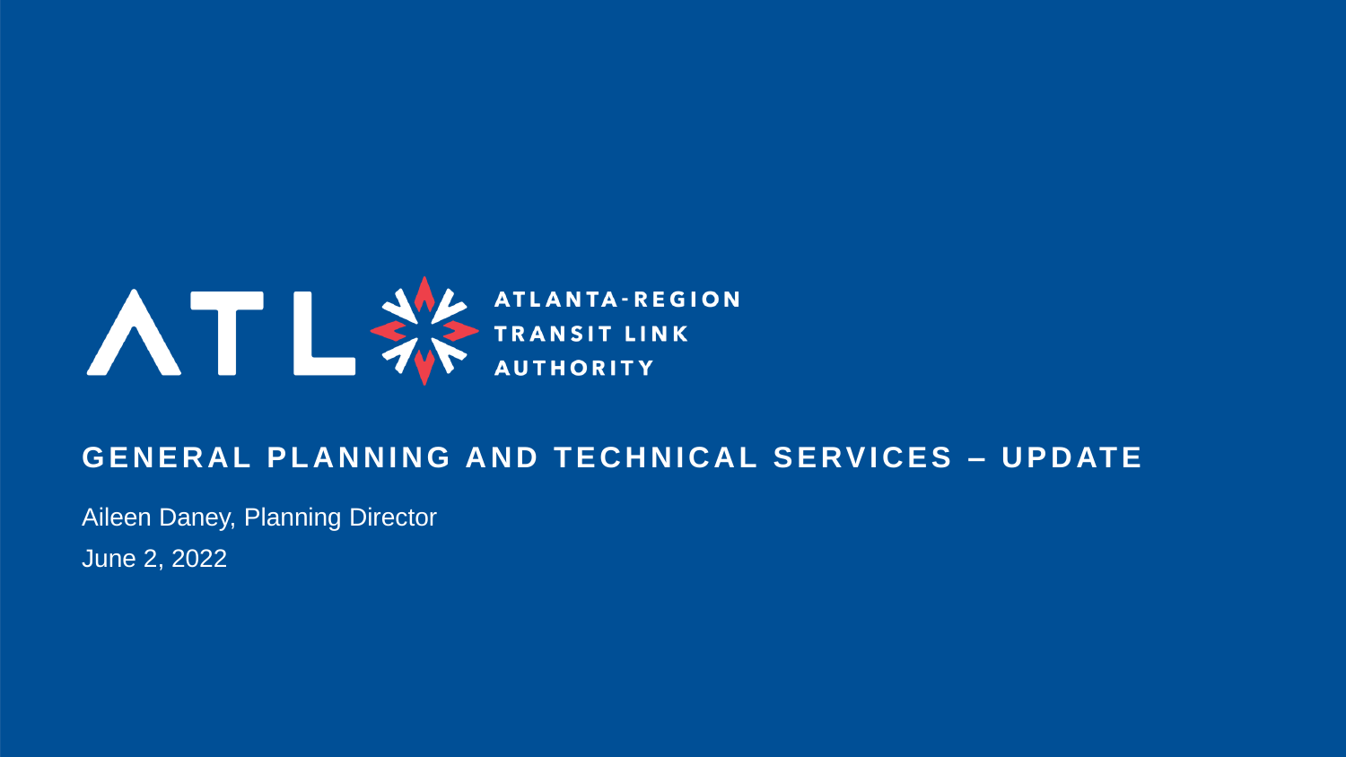ATLANTA-REGION TRANSIT LINK AUTHORITY

# GENERAL PLANNING AND TECHNICAL SERVICES – UPDATE

Aileen Daney, Planning Director

June 2, 2022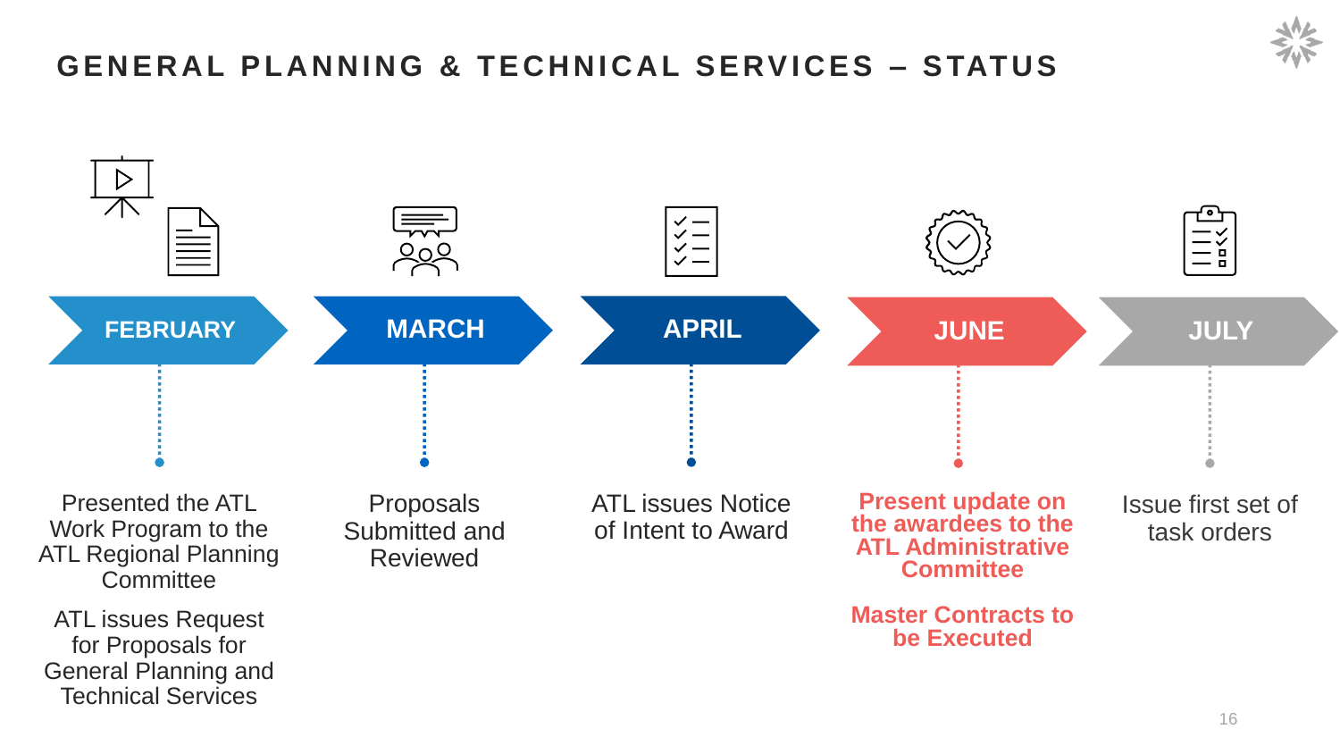# GENERAL PLANNING & TECHNICAL SERVICES – STATUS

## FEBRUARY

Presented the ATL Work Program to the ATL Regional Planning Committee

ATL issues Request for Proposals for General Planning and Technical Services

## MARCH

Proposals Submitted and Reviewed

## APRIL

ATL issues Notice of Intent to Award

## JUNE

**Present update on the awardees to the ATL Administrative Committee**

**Master Contracts to be Executed**

## JULY

Issue first set of task orders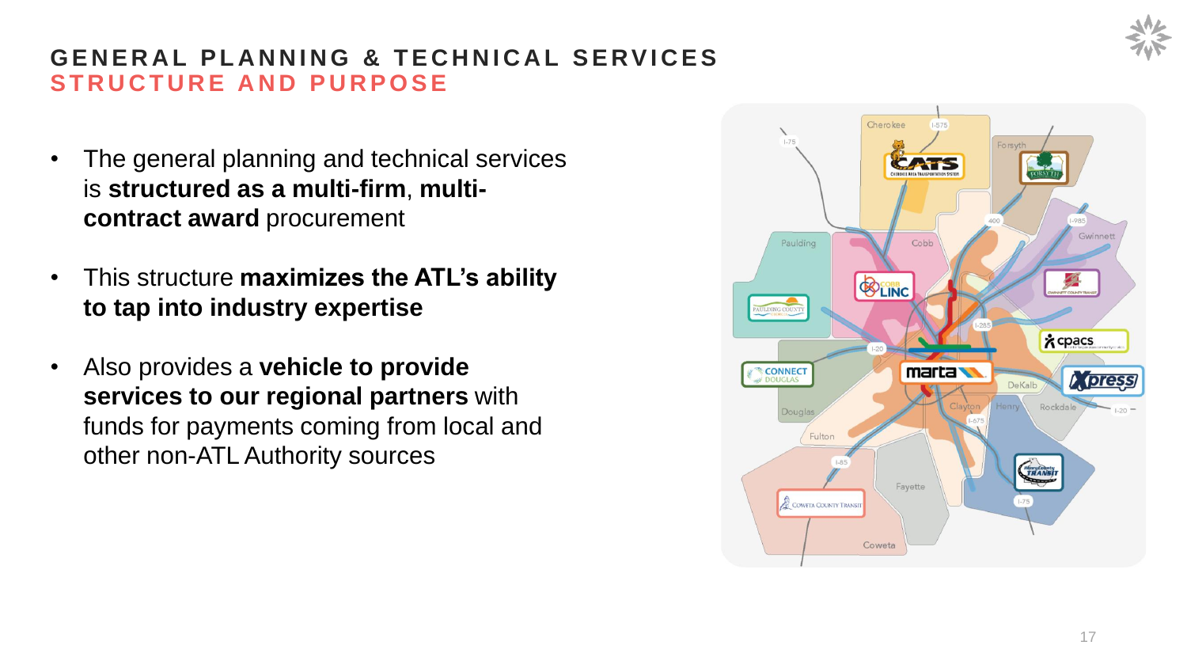## GENERAL PLANNING & TECHNICAL SERVICES
## STRUCTURE AND PURPOSE

- The general planning and technical services is **structured as a multi-firm**, **multi-contract award** procurement
- This structure **maximizes the ATL's ability to tap into industry expertise**
- Also provides a **vehicle to provide services to our regional partners** with funds for payments coming from local and other non-ATL Authority sources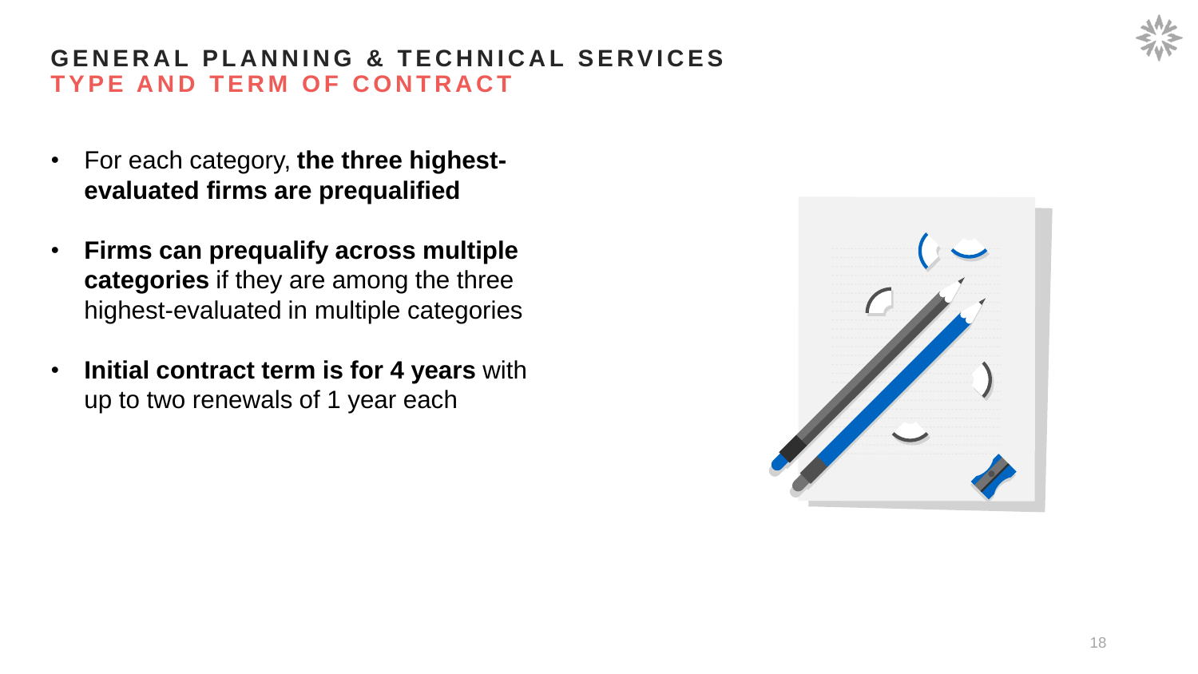## GENERAL PLANNING & TECHNICAL SERVICES
### TYPE AND TERM OF CONTRACT

- For each category, **the three highest-evaluated firms are prequalified**
- **Firms can prequalify across multiple categories** if they are among the three highest-evaluated in multiple categories
- **Initial contract term is for 4 years** with up to two renewals of 1 year each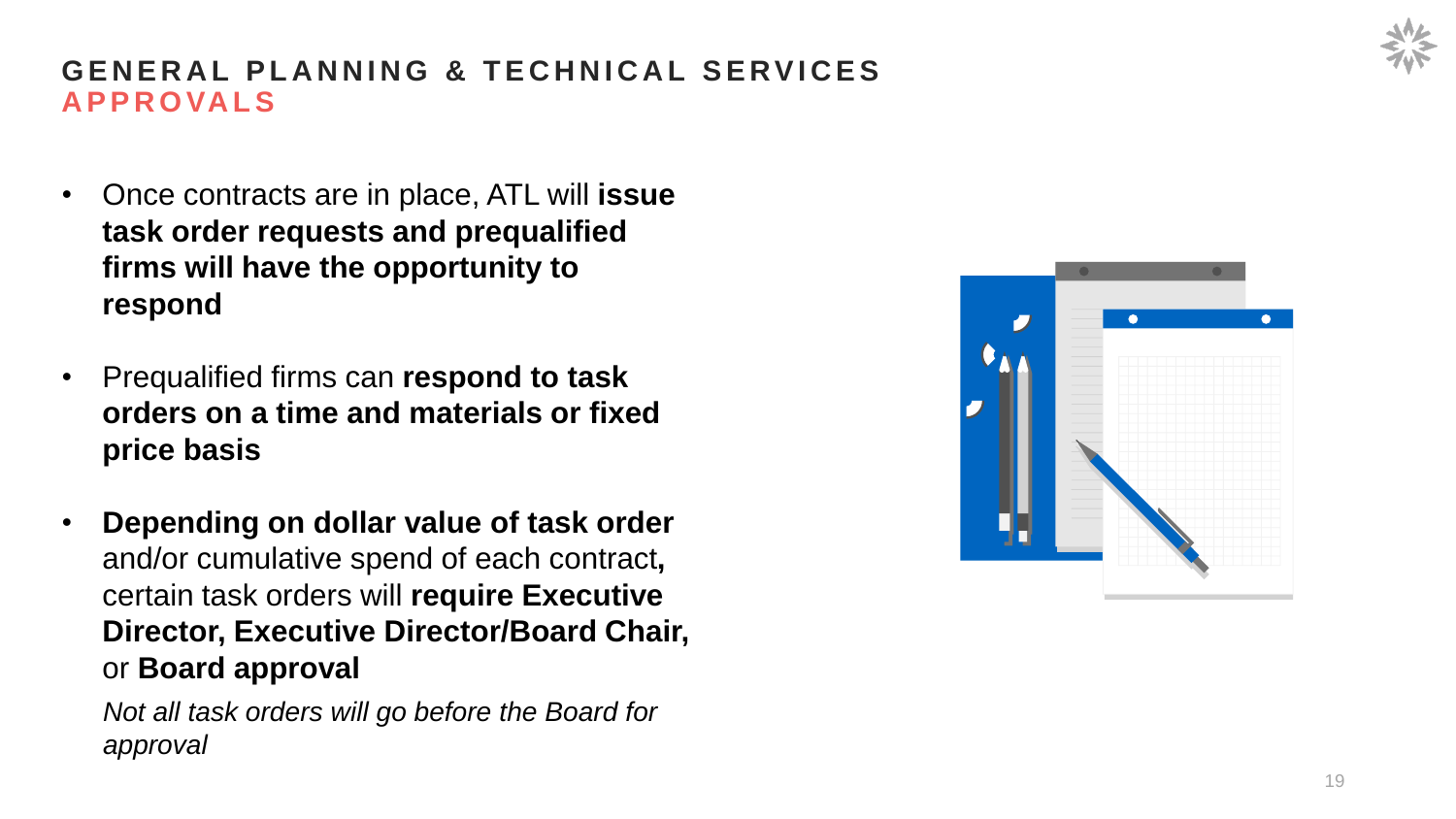# GENERAL PLANNING & TECHNICAL SERVICES
## APPROVALS

- Once contracts are in place, ATL will **issue task order requests and prequalified firms will have the opportunity to respond**

- Prequalified firms can **respond to task orders on a time and materials or fixed price basis**

- **Depending on dollar value of task order** and/or cumulative spend of each contract**,** certain task orders will **require Executive Director, Executive Director/Board Chair,** or **Board approval**

  *Not all task orders will go before the Board for approval*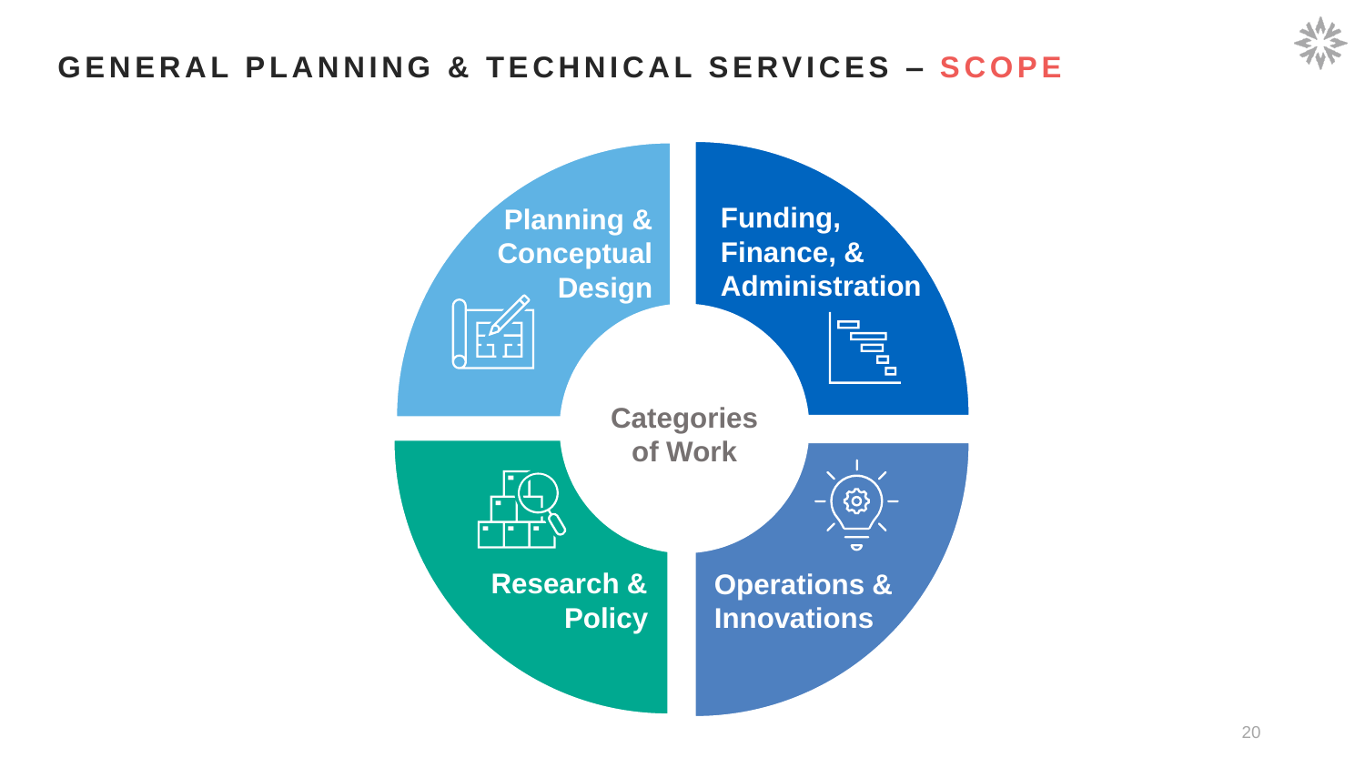# GENERAL PLANNING & TECHNICAL SERVICES – SCOPE

**Categories of Work**

- **Planning & Conceptual Design**
- **Funding, Finance, & Administration**
- **Research & Policy**
- **Operations & Innovations**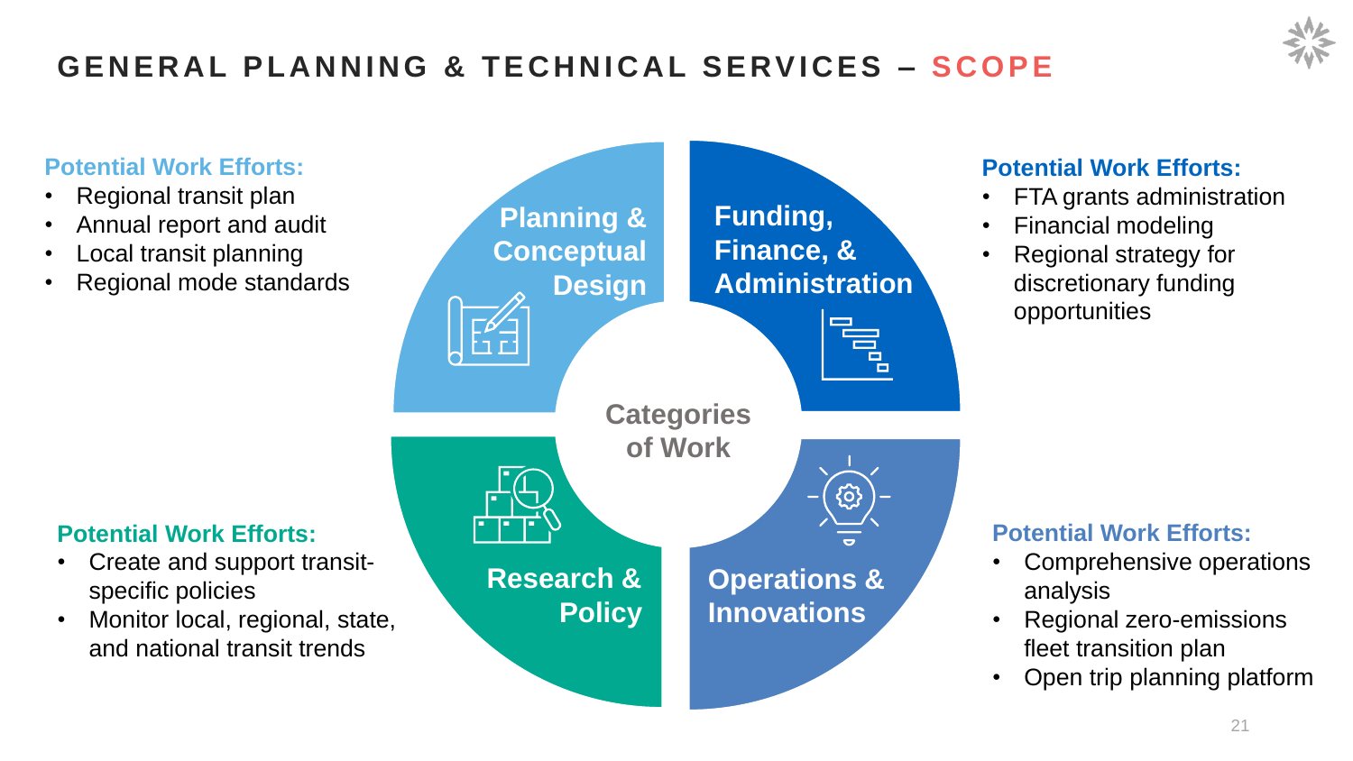# GENERAL PLANNING & TECHNICAL SERVICES – SCOPE

**Categories of Work**

## Planning & Conceptual Design

**Potential Work Efforts:**

- Regional transit plan
- Annual report and audit
- Local transit planning
- Regional mode standards

## Funding, Finance, & Administration

**Potential Work Efforts:**

- FTA grants administration
- Financial modeling
- Regional strategy for discretionary funding opportunities

## Research & Policy

**Potential Work Efforts:**

- Create and support transit-specific policies
- Monitor local, regional, state, and national transit trends

## Operations & Innovations

**Potential Work Efforts:**

- Comprehensive operations analysis
- Regional zero-emissions fleet transition plan
- Open trip planning platform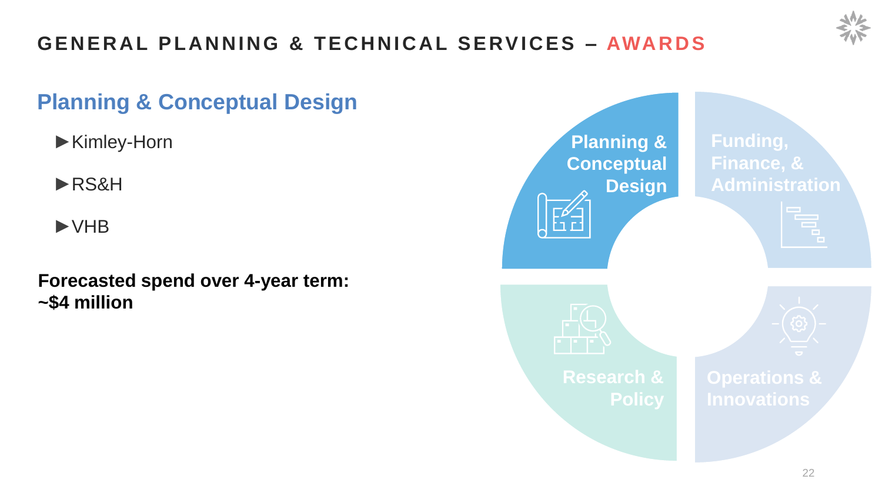# GENERAL PLANNING & TECHNICAL SERVICES – AWARDS

## Planning & Conceptual Design

- ►Kimley-Horn
- ►RS&H
- ►VHB

**Forecasted spend over 4-year term: ~$4 million**

Planning & Conceptual Design

Funding, Finance, & Administration

Research & Policy

Operations & Innovations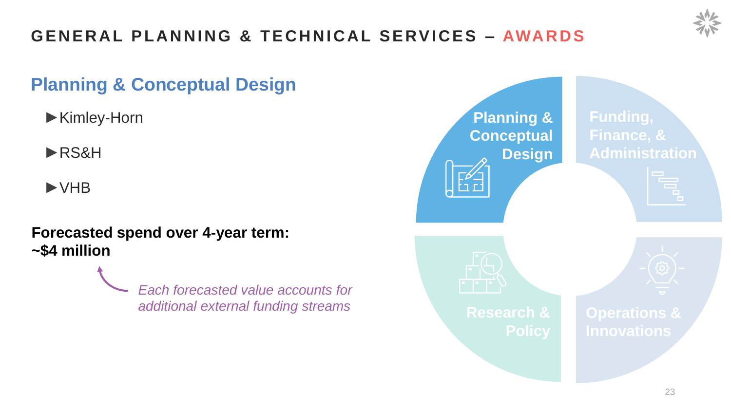# GENERAL PLANNING & TECHNICAL SERVICES – AWARDS

## Planning & Conceptual Design

- Kimley-Horn
- RS&H
- VHB

**Forecasted spend over 4-year term: ~$4 million**

*Each forecasted value accounts for additional external funding streams*

Planning & Conceptual Design

Funding, Finance, & Administration

Research & Policy

Operations & Innovations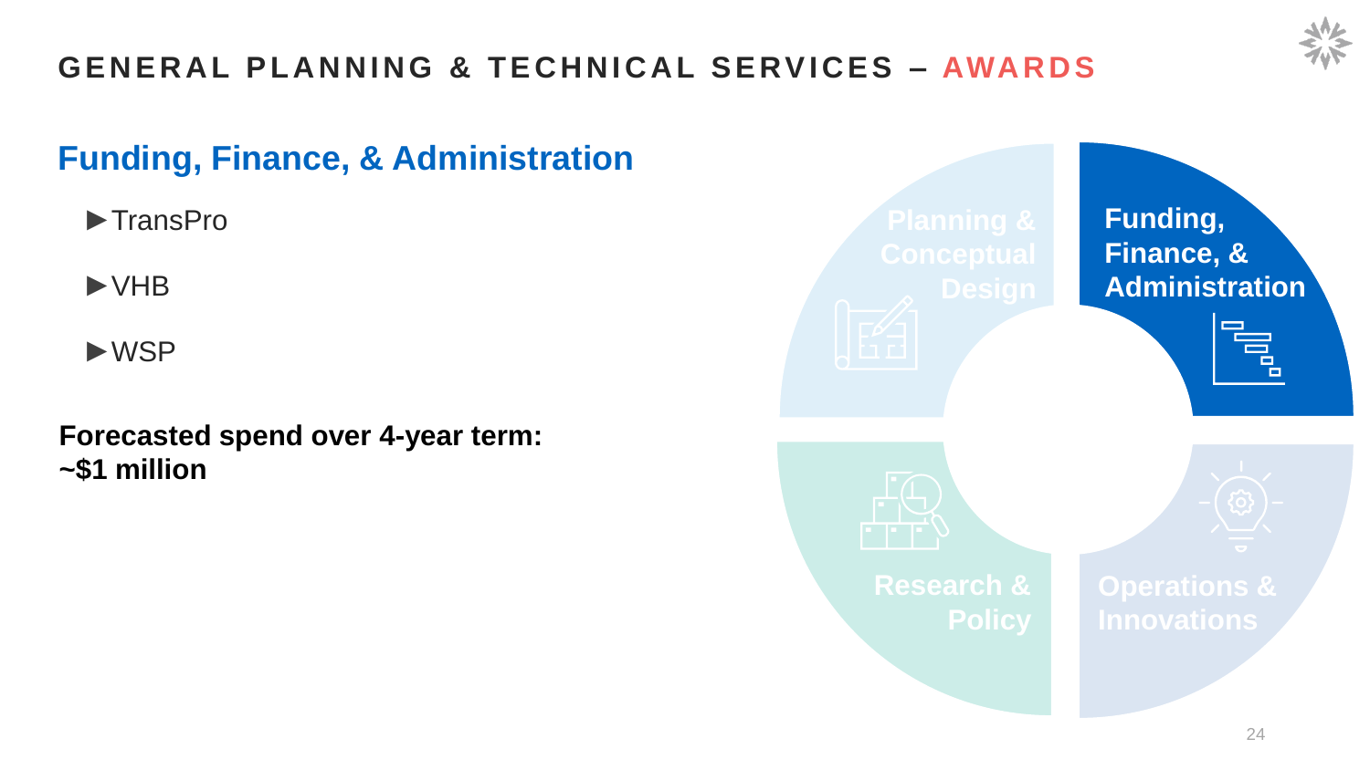# GENERAL PLANNING & TECHNICAL SERVICES – AWARDS

## Funding, Finance, & Administration

- TransPro
- VHB
- WSP

**Forecasted spend over 4-year term: ~$1 million**

Planning & Conceptual Design

Funding, Finance, & Administration

Research & Policy

Operations & Innovations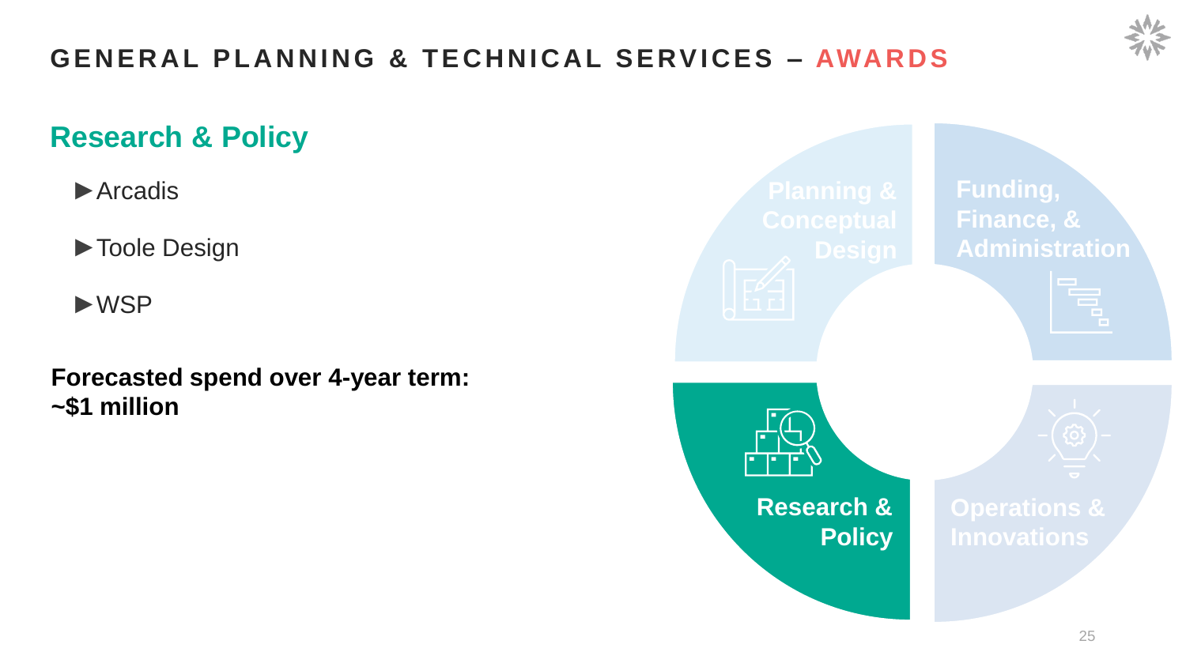# GENERAL PLANNING & TECHNICAL SERVICES – AWARDS

## Research & Policy

- Arcadis
- Toole Design
- WSP

**Forecasted spend over 4-year term: ~$1 million**

Planning & Conceptual Design

Funding, Finance, & Administration

Research & Policy

Operations & Innovations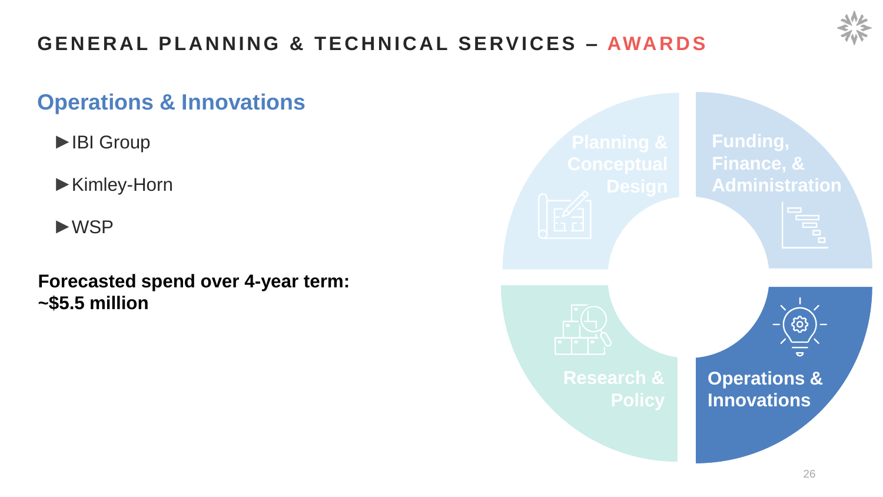# GENERAL PLANNING & TECHNICAL SERVICES – AWARDS

## Operations & Innovations

- ►IBI Group
- ►Kimley-Horn
- ►WSP

**Forecasted spend over 4-year term: ~$5.5 million**

Planning & Conceptual Design

Funding, Finance, & Administration

Research & Policy

Operations & Innovations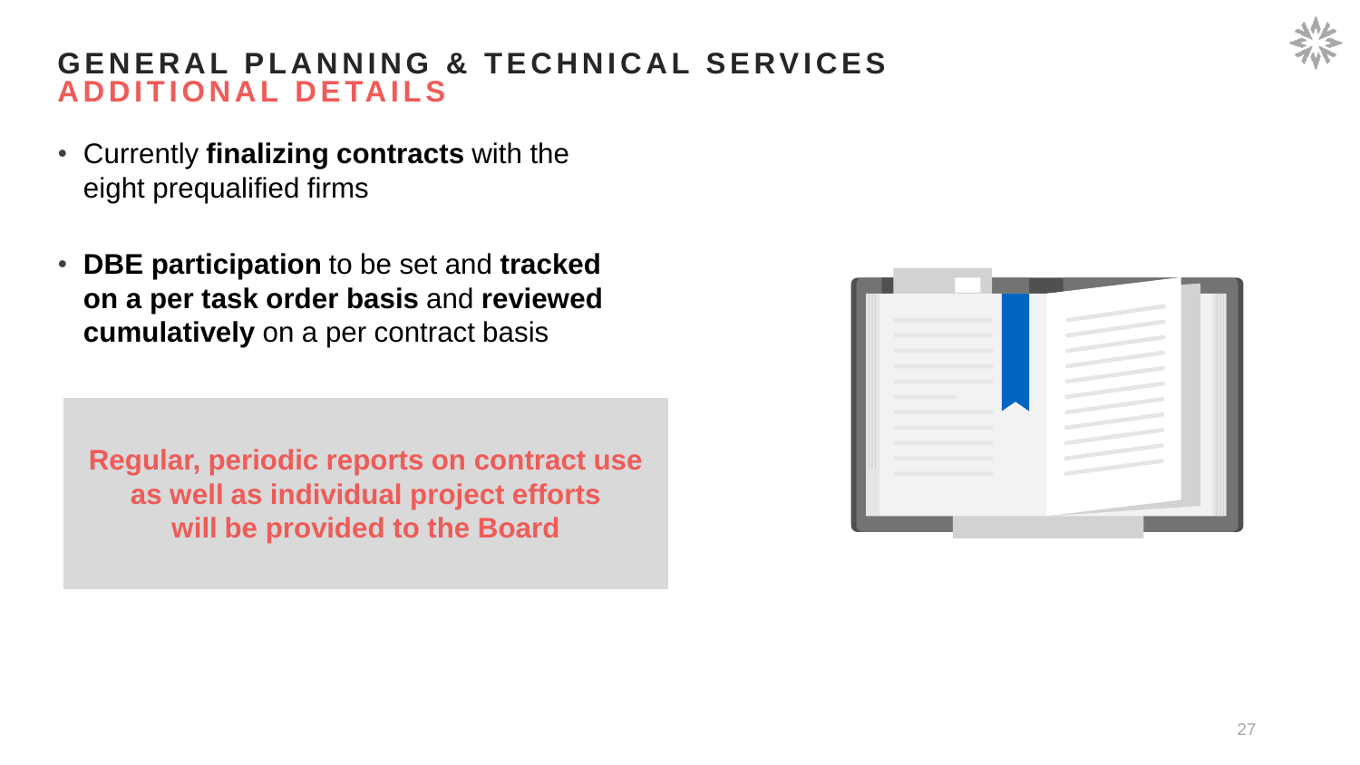# GENERAL PLANNING & TECHNICAL SERVICES
## ADDITIONAL DETAILS

- Currently **finalizing contracts** with the eight prequalified firms
- **DBE participation** to be set and **tracked on a per task order basis** and **reviewed cumulatively** on a per contract basis

**Regular, periodic reports on contract use as well as individual project efforts will be provided to the Board**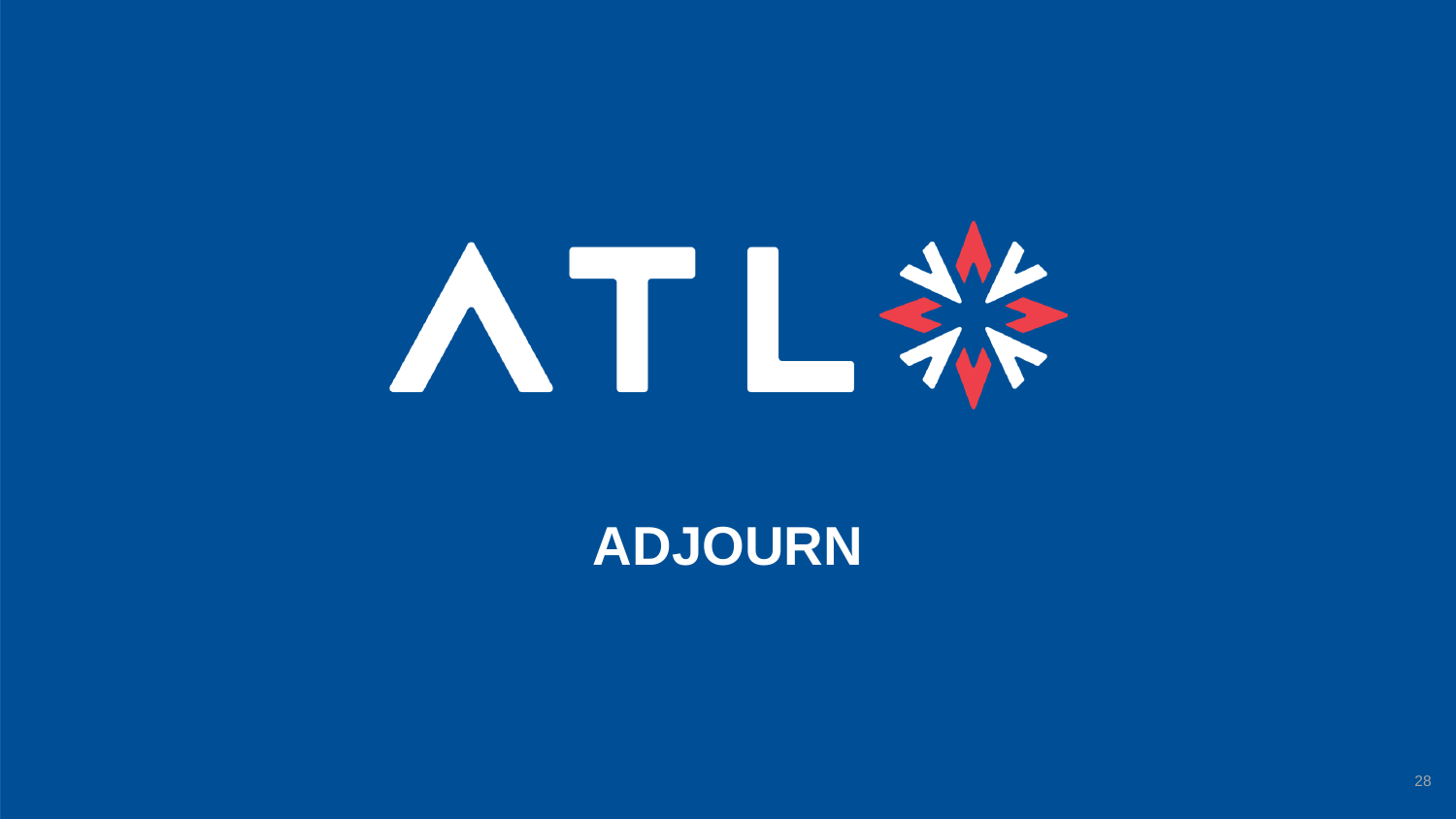ATL

# ADJOURN